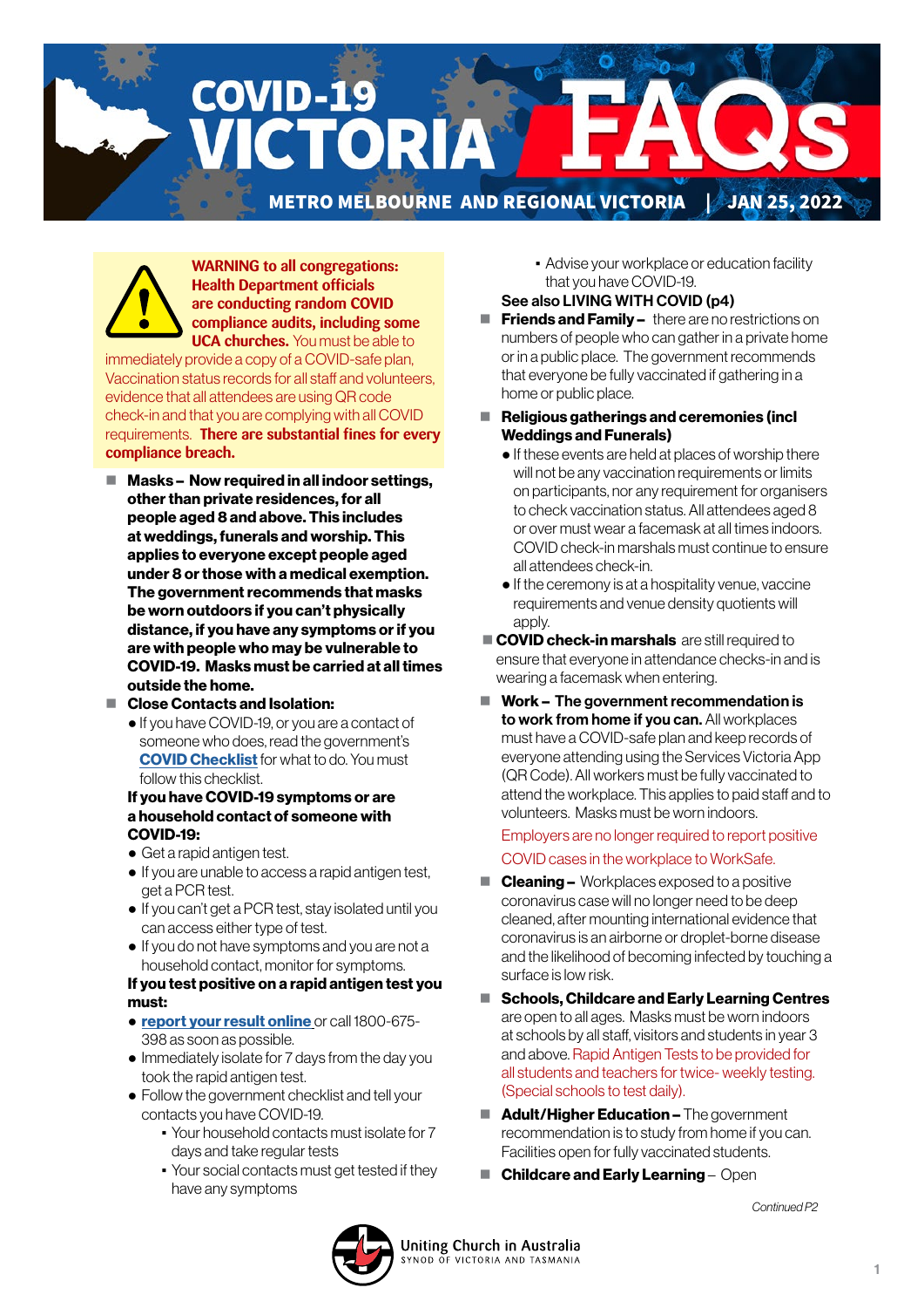# COVID-19 VICTORIA FAQs

**METRO MELBOURNE AND REGIONAL VICTORIA | JAN 25, 2022**

**WARNING to all congregations: Health Department officials are conducting random COVID compliance audits, including some UCA churches.** You must be able to immediately provide a copy of a COVID-safe plan, Vaccination status records for all staff and volunteers, evidence that all attendees are using QR code check-in and that you are complying with all COVID requirements. **There are substantial fines for every compliance breach.**

- **Masks – Now required in all indoor settings, other than private residences, for all people aged 8 and above. This includes at weddings, funerals and worship. This applies to everyone except people aged under 8 or those with a medical exemption. The government recommends that masks be worn outdoors if you can't physically distance, if you have any symptoms or if you are with people who may be vulnerable to COVID-19. Masks must be carried at all times outside the home.**
- **Close Contacts and Isolation:**
  - If you have COVID-19, or you are a contact of someone who does, read the government's **COVID Checklist** for what to do. You must follow this checklist.

  **If you have COVID-19 symptoms or are a household contact of someone with COVID-19:**
  - Get a rapid antigen test.
  - If you are unable to access a rapid antigen test, get a PCR test.
  - If you can't get a PCR test, stay isolated until you can access either type of test.
  - If you do not have symptoms and you are not a household contact, monitor for symptoms.

  **If you test positive on a rapid antigen test you must:**
  - **report your result online** or call 1800-675-398 as soon as possible.
  - Immediately isolate for 7 days from the day you took the rapid antigen test.
  - Follow the government checklist and tell your contacts you have COVID-19.
    - Your household contacts must isolate for 7 days and take regular tests
    - Your social contacts must get tested if they have any symptoms
    - Advise your workplace or education facility that you have COVID-19.

  **See also LIVING WITH COVID (p4)**
- **Friends and Family –** there are no restrictions on numbers of people who can gather in a private home or in a public place. The government recommends that everyone be fully vaccinated if gathering in a home or public place.
- **Religious gatherings and ceremonies (incl Weddings and Funerals)**
  - If these events are held at places of worship there will not be any vaccination requirements or limits on participants, nor any requirement for organisers to check vaccination status. All attendees aged 8 or over must wear a facemask at all times indoors. COVID check-in marshals must continue to ensure all attendees check-in.
  - If the ceremony is at a hospitality venue, vaccine requirements and venue density quotients will apply.
- **COVID check-in marshals** are still required to ensure that everyone in attendance checks-in and is wearing a facemask when entering.
- **Work – The government recommendation is to work from home if you can.** All workplaces must have a COVID-safe plan and keep records of everyone attending using the Services Victoria App (QR Code). All workers must be fully vaccinated to attend the workplace. This applies to paid staff and to volunteers. Masks must be worn indoors.

  Employers are no longer required to report positive COVID cases in the workplace to WorkSafe.
- **Cleaning –** Workplaces exposed to a positive coronavirus case will no longer need to be deep cleaned, after mounting international evidence that coronavirus is an airborne or droplet-borne disease and the likelihood of becoming infected by touching a surface is low risk.
- **Schools, Childcare and Early Learning Centres** are open to all ages. Masks must be worn indoors at schools by all staff, visitors and students in year 3 and above. Rapid Antigen Tests to be provided for all students and teachers for twice- weekly testing. (Special schools to test daily).
- **Adult/Higher Education –** The government recommendation is to study from home if you can. Facilities open for fully vaccinated students.
- **Childcare and Early Learning** – Open

*Continued P2*

Uniting Church in Australia
SYNOD OF VICTORIA AND TASMANIA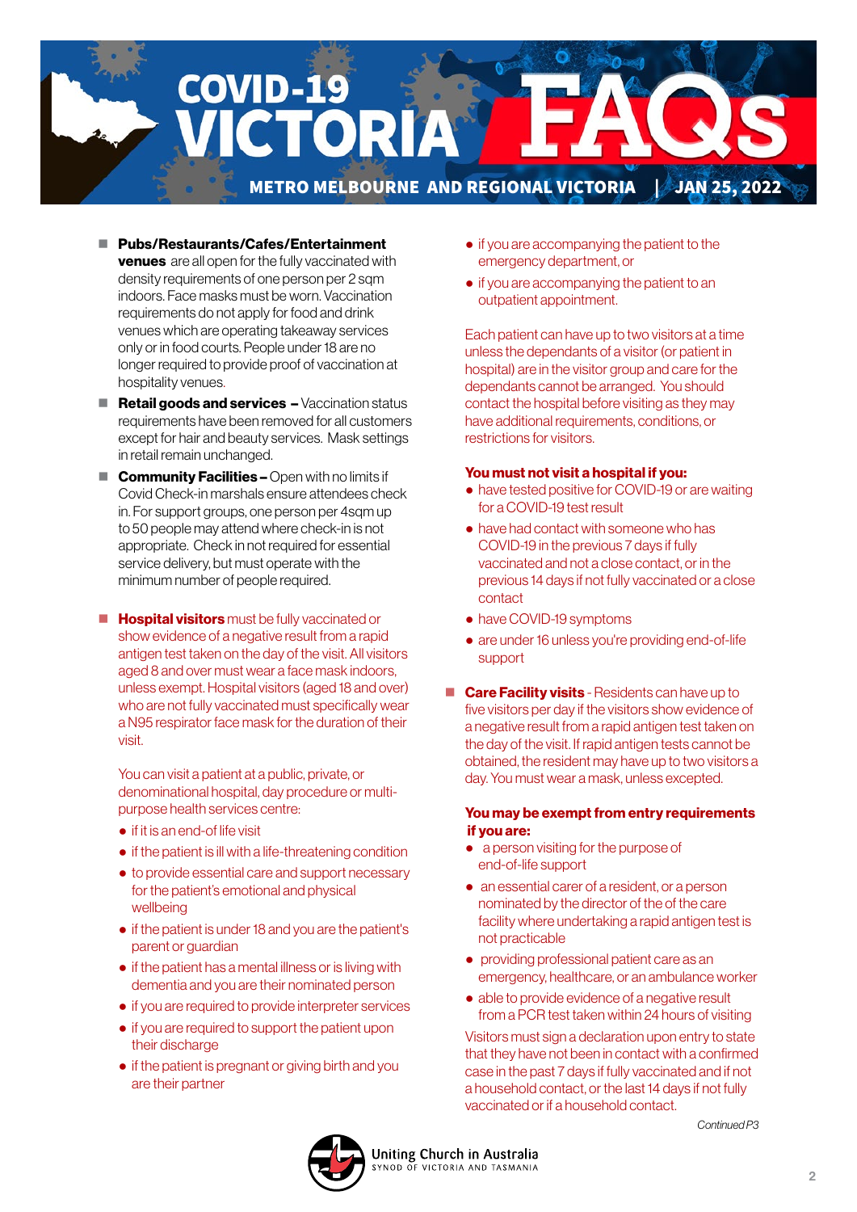# COVID-19 VICTORIA FAQs

**METRO MELBOURNE AND REGIONAL VICTORIA | JAN 25, 2022**

- **Pubs/Restaurants/Cafes/Entertainment venues** are all open for the fully vaccinated with density requirements of one person per 2 sqm indoors. Face masks must be worn. Vaccination requirements do not apply for food and drink venues which are operating takeaway services only or in food courts. People under 18 are no longer required to provide proof of vaccination at hospitality venues.
- **Retail goods and services –** Vaccination status requirements have been removed for all customers except for hair and beauty services. Mask settings in retail remain unchanged.
- **Community Facilities –** Open with no limits if Covid Check-in marshals ensure attendees check in. For support groups, one person per 4sqm up to 50 people may attend where check-in is not appropriate. Check in not required for essential service delivery, but must operate with the minimum number of people required.

- **Hospital visitors** must be fully vaccinated or show evidence of a negative result from a rapid antigen test taken on the day of the visit. All visitors aged 8 and over must wear a face mask indoors, unless exempt. Hospital visitors (aged 18 and over) who are not fully vaccinated must specifically wear a N95 respirator face mask for the duration of their visit.

You can visit a patient at a public, private, or denominational hospital, day procedure or multi-purpose health services centre:

- if it is an end-of life visit
- if the patient is ill with a life-threatening condition
- to provide essential care and support necessary for the patient's emotional and physical wellbeing
- if the patient is under 18 and you are the patient's parent or guardian
- if the patient has a mental illness or is living with dementia and you are their nominated person
- if you are required to provide interpreter services
- if you are required to support the patient upon their discharge
- if the patient is pregnant or giving birth and you are their partner
- if you are accompanying the patient to the emergency department, or
- if you are accompanying the patient to an outpatient appointment.

Each patient can have up to two visitors at a time unless the dependants of a visitor (or patient in hospital) are in the visitor group and care for the dependants cannot be arranged. You should contact the hospital before visiting as they may have additional requirements, conditions, or restrictions for visitors.

**You must not visit a hospital if you:**

- have tested positive for COVID-19 or are waiting for a COVID-19 test result
- have had contact with someone who has COVID-19 in the previous 7 days if fully vaccinated and not a close contact, or in the previous 14 days if not fully vaccinated or a close contact
- have COVID-19 symptoms
- are under 16 unless you're providing end-of-life support

- **Care Facility visits** - Residents can have up to five visitors per day if the visitors show evidence of a negative result from a rapid antigen test taken on the day of the visit. If rapid antigen tests cannot be obtained, the resident may have up to two visitors a day. You must wear a mask, unless excepted.

**You may be exempt from entry requirements if you are:**

- a person visiting for the purpose of end-of-life support
- an essential carer of a resident, or a person nominated by the director of the of the care facility where undertaking a rapid antigen test is not practicable
- providing professional patient care as an emergency, healthcare, or an ambulance worker
- able to provide evidence of a negative result from a PCR test taken within 24 hours of visiting

Visitors must sign a declaration upon entry to state that they have not been in contact with a confirmed case in the past 7 days if fully vaccinated and if not a household contact, or the last 14 days if not fully vaccinated or if a household contact.

*Continued P3*

Uniting Church in Australia
SYNOD OF VICTORIA AND TASMANIA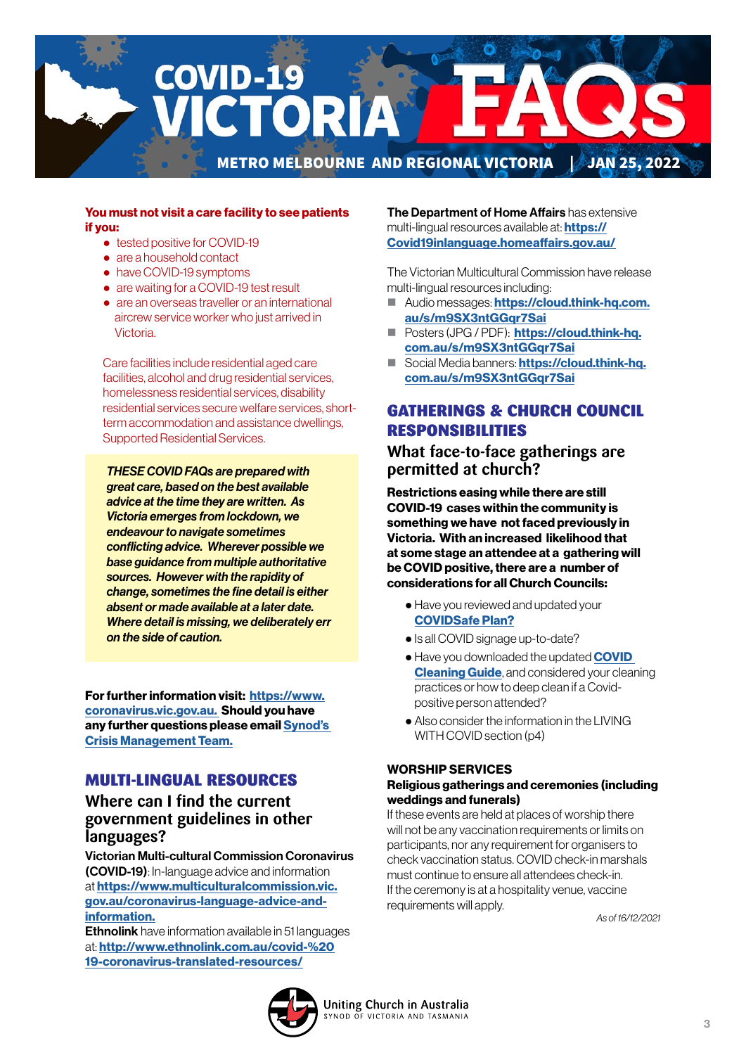# COVID-19 VICTORIA FAQs

METRO MELBOURNE AND REGIONAL VICTORIA | JAN 25, 2022

**You must not visit a care facility to see patients if you:**

- tested positive for COVID-19
- are a household contact
- have COVID-19 symptoms
- are waiting for a COVID-19 test result
- are an overseas traveller or an international aircrew service worker who just arrived in Victoria.

Care facilities include residential aged care facilities, alcohol and drug residential services, homelessness residential services, disability residential services secure welfare services, short-term accommodation and assistance dwellings, Supported Residential Services.

***THESE COVID FAQs are prepared with great care, based on the best available advice at the time they are written. As Victoria emerges from lockdown, we endeavour to navigate sometimes conflicting advice. Wherever possible we base guidance from multiple authoritative sources. However with the rapidity of change, sometimes the fine detail is either absent or made available at a later date. Where detail is missing, we deliberately err on the side of caution.***

**For further information visit:** **https://www.coronavirus.vic.gov.au.** **Should you have any further questions please email** **Synod's Crisis Management Team.**

## MULTI-LINGUAL RESOURCES

### Where can I find the current government guidelines in other languages?

**Victorian Multi-cultural Commission Coronavirus (COVID-19)**: In-language advice and information at **https://www.multiculturalcommission.vic.gov.au/coronavirus-language-advice-and-information.**

**Ethnolink** have information available in 51 languages at: **http://www.ethnolink.com.au/covid-%20 19-coronavirus-translated-resources/**

**The Department of Home Affairs** has extensive multi-lingual resources available at: **https://Covid19inlanguage.homeaffairs.gov.au/**

The Victorian Multicultural Commission have release multi-lingual resources including:

- Audio messages: **https://cloud.think-hq.com.au/s/m9SX3ntGGqr7Sai**
- Posters (JPG / PDF): **https://cloud.think-hq.com.au/s/m9SX3ntGGqr7Sai**
- Social Media banners: **https://cloud.think-hq.com.au/s/m9SX3ntGGqr7Sai**

## GATHERINGS & CHURCH COUNCIL RESPONSIBILITIES

### What face-to-face gatherings are permitted at church?

**Restrictions easing while there are still COVID-19 cases within the community is something we have not faced previously in Victoria. With an increased likelihood that at some stage an attendee at a gathering will be COVID positive, there are a number of considerations for all Church Councils:**

- Have you reviewed and updated your **COVIDSafe Plan?**
- Is all COVID signage up-to-date?
- Have you downloaded the updated **COVID Cleaning Guide**, and considered your cleaning practices or how to deep clean if a Covid-positive person attended?
- Also consider the information in the LIVING WITH COVID section (p4)

**WORSHIP SERVICES**

**Religious gatherings and ceremonies (including weddings and funerals)**

If these events are held at places of worship there will not be any vaccination requirements or limits on participants, nor any requirement for organisers to check vaccination status. COVID check-in marshals must continue to ensure all attendees check-in. If the ceremony is at a hospitality venue, vaccine requirements will apply.

*As of 16/12/2021*

Uniting Church in Australia
SYNOD OF VICTORIA AND TASMANIA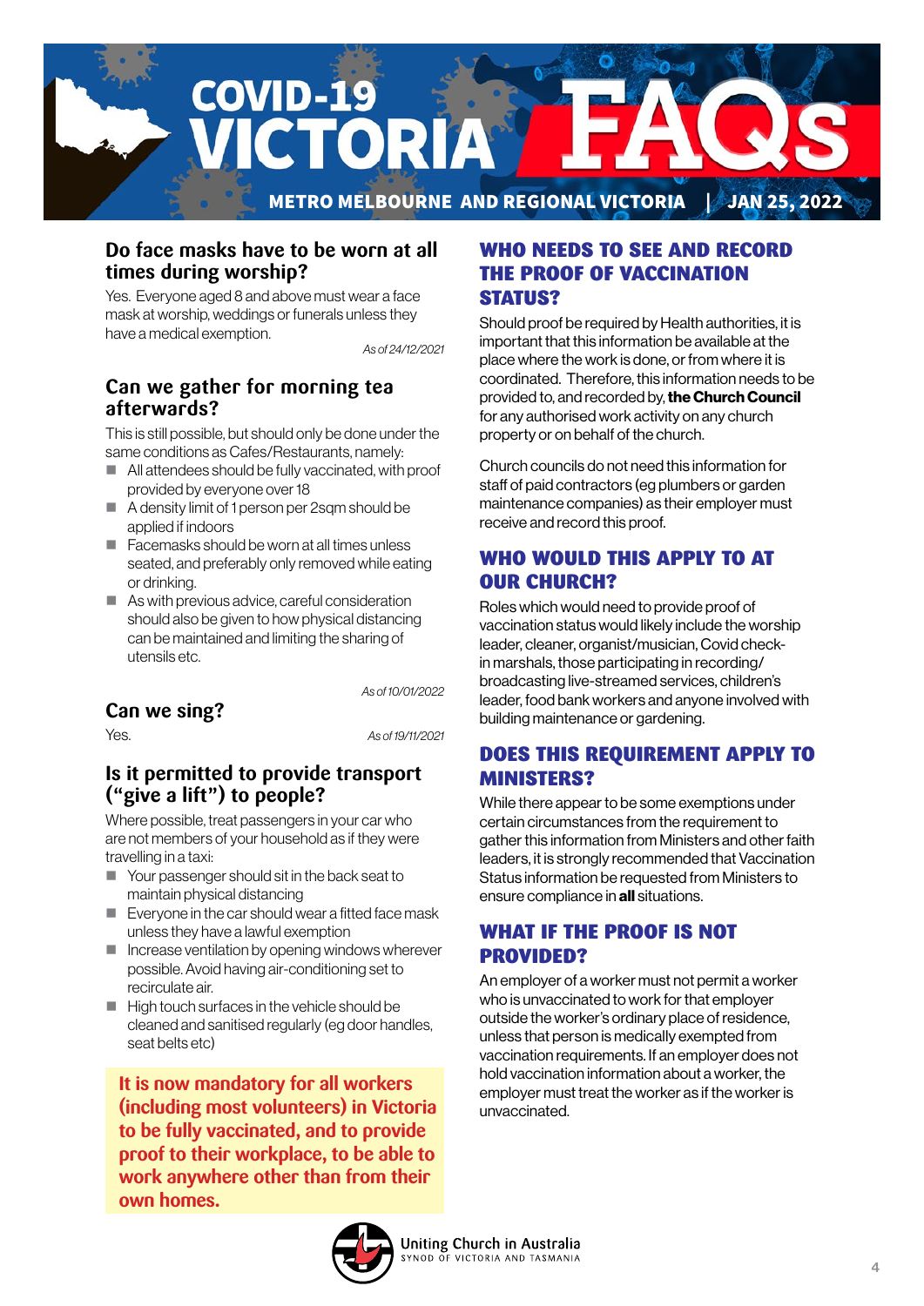# COVID-19 VICTORIA FAQs

**METRO MELBOURNE AND REGIONAL VICTORIA | JAN 25, 2022**

## Do face masks have to be worn at all times during worship?

Yes. Everyone aged 8 and above must wear a face mask at worship, weddings or funerals unless they have a medical exemption.

*As of 24/12/2021*

## Can we gather for morning tea afterwards?

This is still possible, but should only be done under the same conditions as Cafes/Restaurants, namely:

- All attendees should be fully vaccinated, with proof provided by everyone over 18
- A density limit of 1 person per 2sqm should be applied if indoors
- Facemasks should be worn at all times unless seated, and preferably only removed while eating or drinking.
- As with previous advice, careful consideration should also be given to how physical distancing can be maintained and limiting the sharing of utensils etc.

*As of 10/01/2022*

## Can we sing?

Yes.

*As of 19/11/2021*

## Is it permitted to provide transport ("give a lift") to people?

Where possible, treat passengers in your car who are not members of your household as if they were travelling in a taxi:

- Your passenger should sit in the back seat to maintain physical distancing
- Everyone in the car should wear a fitted face mask unless they have a lawful exemption
- Increase ventilation by opening windows wherever possible. Avoid having air-conditioning set to recirculate air.
- High touch surfaces in the vehicle should be cleaned and sanitised regularly (eg door handles, seat belts etc)

**It is now mandatory for all workers (including most volunteers) in Victoria to be fully vaccinated, and to provide proof to their workplace, to be able to work anywhere other than from their own homes.**

## WHO NEEDS TO SEE AND RECORD THE PROOF OF VACCINATION STATUS?

Should proof be required by Health authorities, it is important that this information be available at the place where the work is done, or from where it is coordinated. Therefore, this information needs to be provided to, and recorded by, **the Church Council** for any authorised work activity on any church property or on behalf of the church.

Church councils do not need this information for staff of paid contractors (eg plumbers or garden maintenance companies) as their employer must receive and record this proof.

## WHO WOULD THIS APPLY TO AT OUR CHURCH?

Roles which would need to provide proof of vaccination status would likely include the worship leader, cleaner, organist/musician, Covid check-in marshals, those participating in recording/broadcasting live-streamed services, children's leader, food bank workers and anyone involved with building maintenance or gardening.

## DOES THIS REQUIREMENT APPLY TO MINISTERS?

While there appear to be some exemptions under certain circumstances from the requirement to gather this information from Ministers and other faith leaders, it is strongly recommended that Vaccination Status information be requested from Ministers to ensure compliance in **all** situations.

## WHAT IF THE PROOF IS NOT PROVIDED?

An employer of a worker must not permit a worker who is unvaccinated to work for that employer outside the worker's ordinary place of residence, unless that person is medically exempted from vaccination requirements. If an employer does not hold vaccination information about a worker, the employer must treat the worker as if the worker is unvaccinated.

Uniting Church in Australia
SYNOD OF VICTORIA AND TASMANIA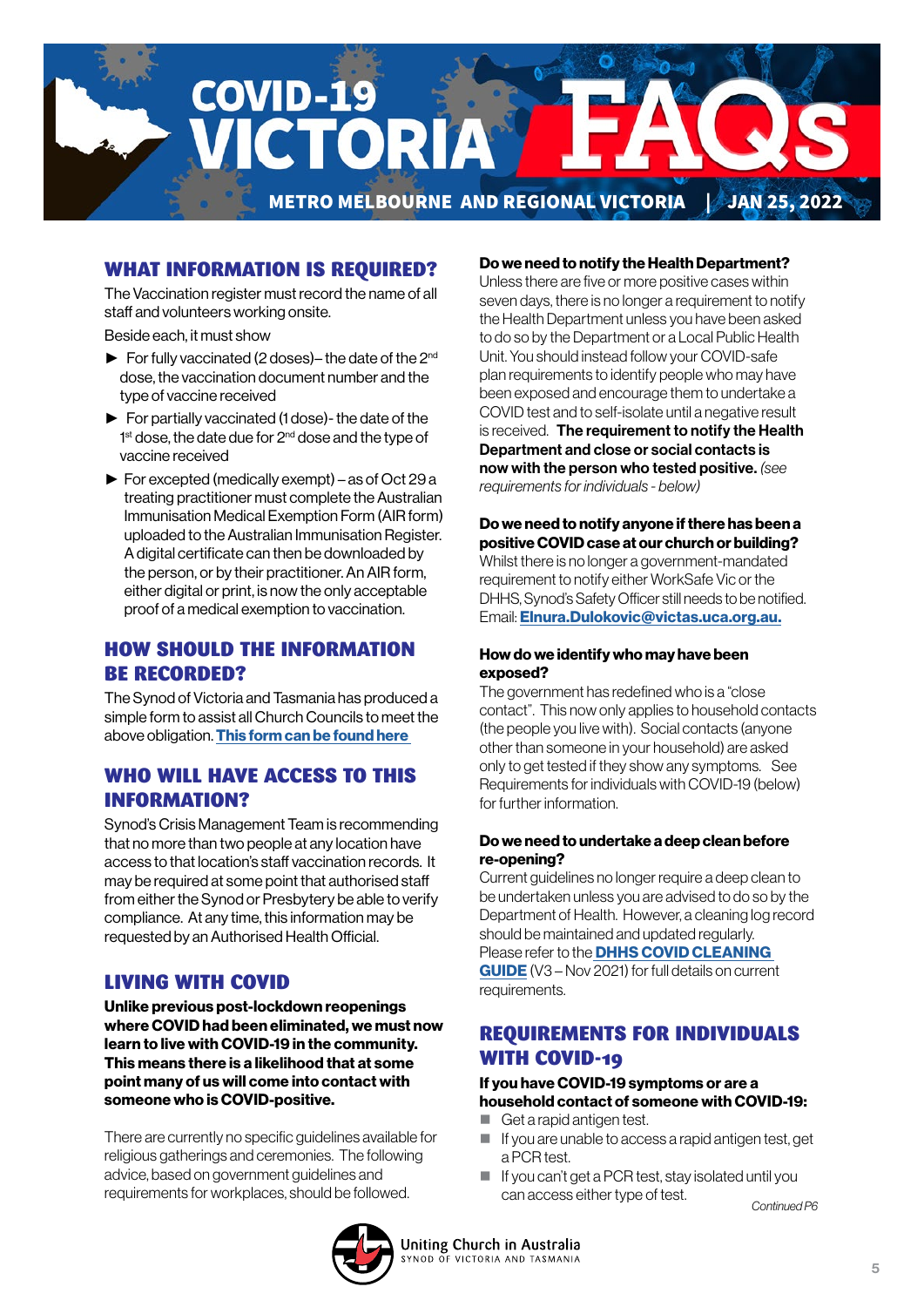# COVID-19 VICTORIA FAQs

METRO MELBOURNE AND REGIONAL VICTORIA | JAN 25, 2022

## WHAT INFORMATION IS REQUIRED?

The Vaccination register must record the name of all staff and volunteers working onsite.

Beside each, it must show

- For fully vaccinated (2 doses)– the date of the 2nd dose, the vaccination document number and the type of vaccine received
- For partially vaccinated (1 dose)- the date of the 1st dose, the date due for 2nd dose and the type of vaccine received
- For excepted (medically exempt) – as of Oct 29 a treating practitioner must complete the Australian Immunisation Medical Exemption Form (AIR form) uploaded to the Australian Immunisation Register. A digital certificate can then be downloaded by the person, or by their practitioner. An AIR form, either digital or print, is now the only acceptable proof of a medical exemption to vaccination.

## HOW SHOULD THE INFORMATION BE RECORDED?

The Synod of Victoria and Tasmania has produced a simple form to assist all Church Councils to meet the above obligation. **This form can be found here**

## WHO WILL HAVE ACCESS TO THIS INFORMATION?

Synod's Crisis Management Team is recommending that no more than two people at any location have access to that location's staff vaccination records. It may be required at some point that authorised staff from either the Synod or Presbytery be able to verify compliance. At any time, this information may be requested by an Authorised Health Official.

## LIVING WITH COVID

**Unlike previous post-lockdown reopenings where COVID had been eliminated, we must now learn to live with COVID-19 in the community. This means there is a likelihood that at some point many of us will come into contact with someone who is COVID-positive.**

There are currently no specific guidelines available for religious gatherings and ceremonies. The following advice, based on government guidelines and requirements for workplaces, should be followed.

### Do we need to notify the Health Department?

Unless there are five or more positive cases within seven days, there is no longer a requirement to notify the Health Department unless you have been asked to do so by the Department or a Local Public Health Unit. You should instead follow your COVID-safe plan requirements to identify people who may have been exposed and encourage them to undertake a COVID test and to self-isolate until a negative result is received. **The requirement to notify the Health Department and close or social contacts is now with the person who tested positive.** *(see requirements for individuals - below)*

### Do we need to notify anyone if there has been a positive COVID case at our church or building?

Whilst there is no longer a government-mandated requirement to notify either WorkSafe Vic or the DHHS, Synod's Safety Officer still needs to be notified. Email: **Elnura.Dulokovic@victas.uca.org.au.**

### How do we identify who may have been exposed?

The government has redefined who is a "close contact". This now only applies to household contacts (the people you live with). Social contacts (anyone other than someone in your household) are asked only to get tested if they show any symptoms. See Requirements for individuals with COVID-19 (below) for further information.

### Do we need to undertake a deep clean before re-opening?

Current guidelines no longer require a deep clean to be undertaken unless you are advised to do so by the Department of Health. However, a cleaning log record should be maintained and updated regularly. Please refer to the **DHHS COVID CLEANING GUIDE** (V3 – Nov 2021) for full details on current requirements.

## REQUIREMENTS FOR INDIVIDUALS WITH COVID-19

**If you have COVID-19 symptoms or are a household contact of someone with COVID-19:**

- Get a rapid antigen test.
- If you are unable to access a rapid antigen test, get a PCR test.
- If you can't get a PCR test, stay isolated until you can access either type of test.

*Continued P6*

Uniting Church in Australia
SYNOD OF VICTORIA AND TASMANIA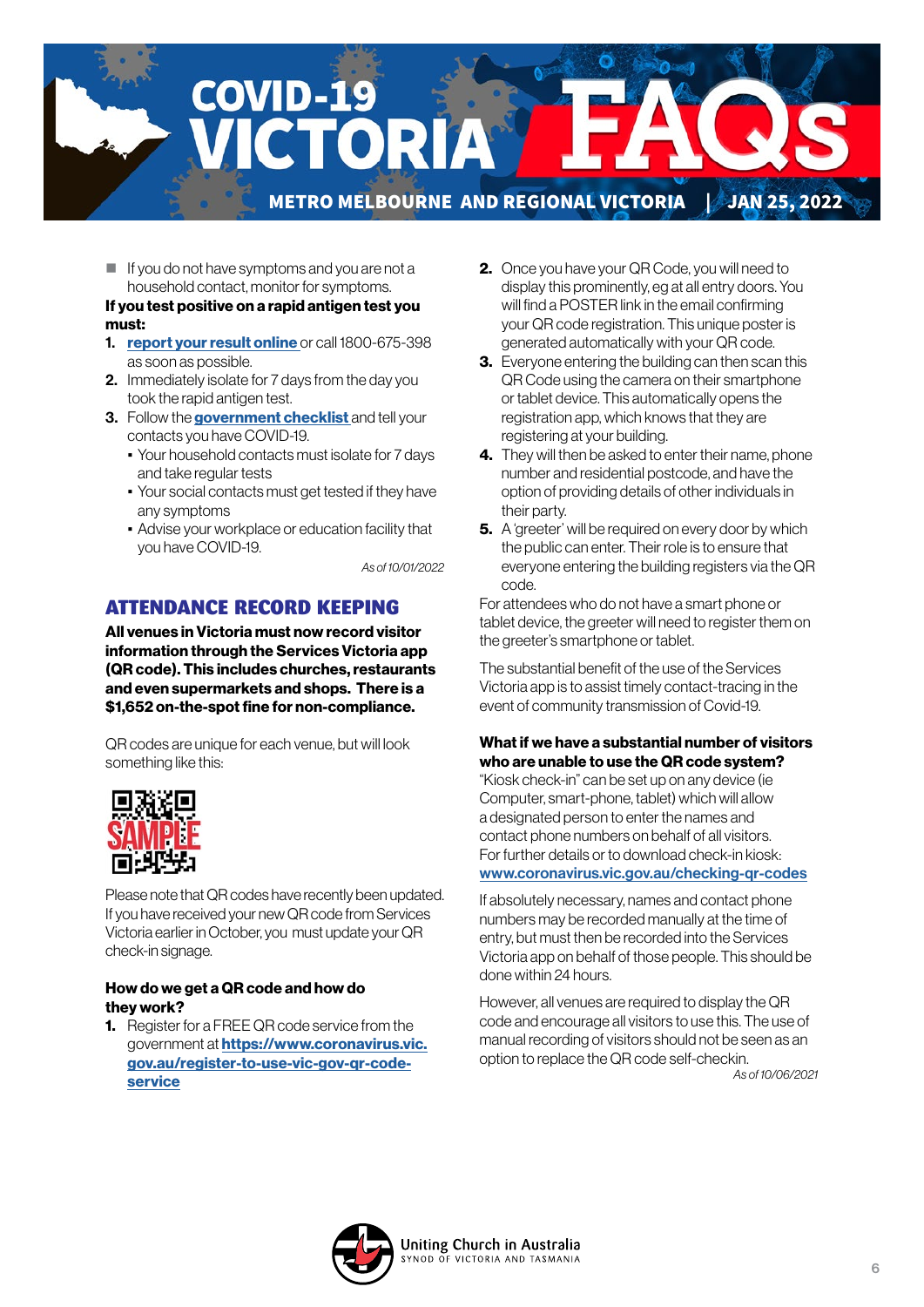# COVID-19 VICTORIA FAQs

METRO MELBOURNE AND REGIONAL VICTORIA | JAN 25, 2022

- If you do not have symptoms and you are not a household contact, monitor for symptoms.

**If you test positive on a rapid antigen test you must:**

1. **report your result online** or call 1800-675-398 as soon as possible.
2. Immediately isolate for 7 days from the day you took the rapid antigen test.
3. Follow the **government checklist** and tell your contacts you have COVID-19.
   - Your household contacts must isolate for 7 days and take regular tests
   - Your social contacts must get tested if they have any symptoms
   - Advise your workplace or education facility that you have COVID-19.

*As of 10/01/2022*

## ATTENDANCE RECORD KEEPING

**All venues in Victoria must now record visitor information through the Services Victoria app (QR code). This includes churches, restaurants and even supermarkets and shops. There is a $1,652 on-the-spot fine for non-compliance.**

QR codes are unique for each venue, but will look something like this:

SAMPLE

Please note that QR codes have recently been updated. If you have received your new QR code from Services Victoria earlier in October, you must update your QR check-in signage.

### How do we get a QR code and how do they work?

1. Register for a FREE QR code service from the government at **https://www.coronavirus.vic.gov.au/register-to-use-vic-gov-qr-code-service**
2. Once you have your QR Code, you will need to display this prominently, eg at all entry doors. You will find a POSTER link in the email confirming your QR code registration. This unique poster is generated automatically with your QR code.
3. Everyone entering the building can then scan this QR Code using the camera on their smartphone or tablet device. This automatically opens the registration app, which knows that they are registering at your building.
4. They will then be asked to enter their name, phone number and residential postcode, and have the option of providing details of other individuals in their party.
5. A 'greeter' will be required on every door by which the public can enter. Their role is to ensure that everyone entering the building registers via the QR code.

For attendees who do not have a smart phone or tablet device, the greeter will need to register them on the greeter's smartphone or tablet.

The substantial benefit of the use of the Services Victoria app is to assist timely contact-tracing in the event of community transmission of Covid-19.

### What if we have a substantial number of visitors who are unable to use the QR code system?

"Kiosk check-in" can be set up on any device (ie Computer, smart-phone, tablet) which will allow a designated person to enter the names and contact phone numbers on behalf of all visitors. For further details or to download check-in kiosk: **www.coronavirus.vic.gov.au/checking-qr-codes**

If absolutely necessary, names and contact phone numbers may be recorded manually at the time of entry, but must then be recorded into the Services Victoria app on behalf of those people. This should be done within 24 hours.

However, all venues are required to display the QR code and encourage all visitors to use this. The use of manual recording of visitors should not be seen as an option to replace the QR code self-checkin.

*As of 10/06/2021*

Uniting Church in Australia
SYNOD OF VICTORIA AND TASMANIA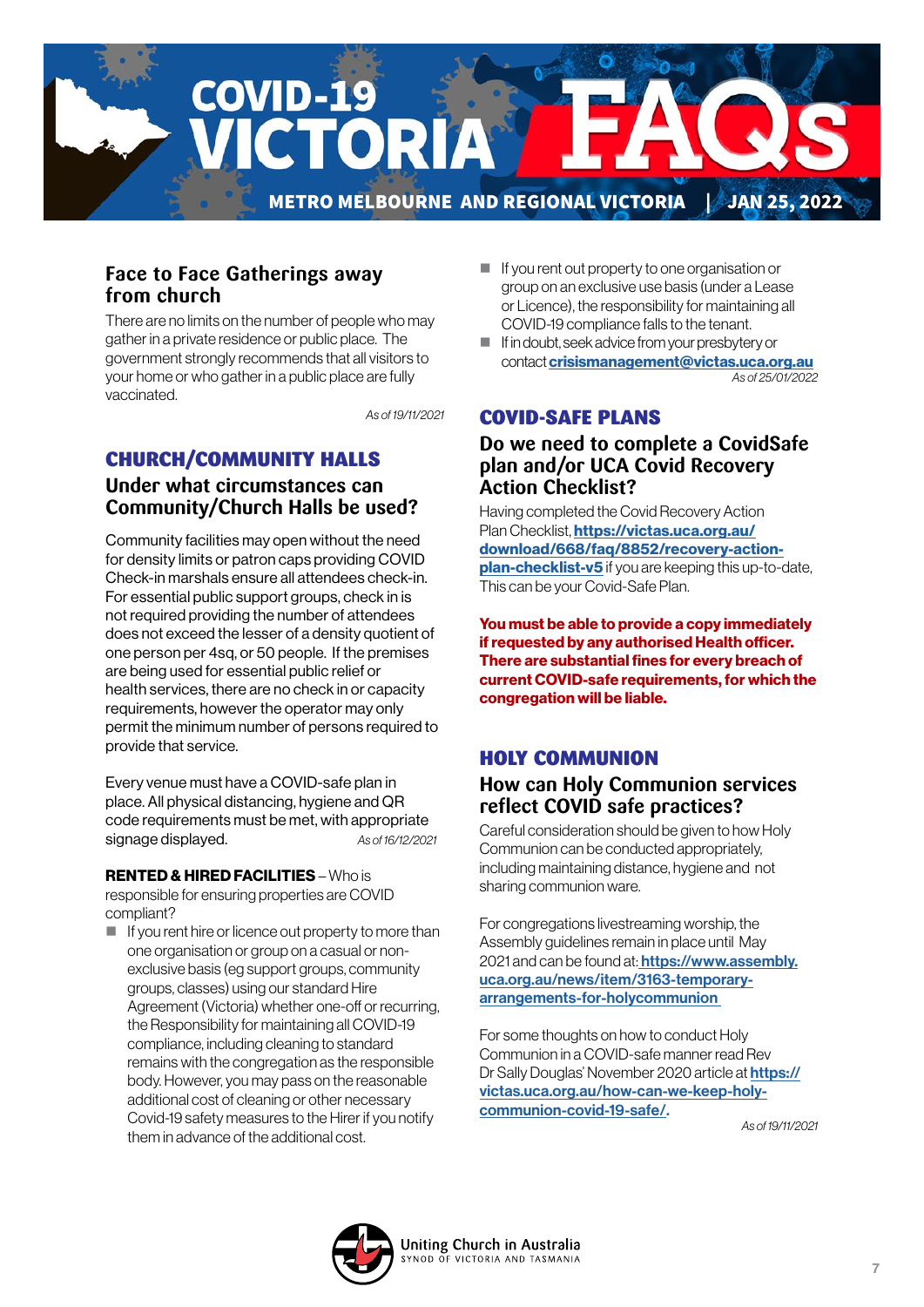# COVID-19 VICTORIA FAQs

**METRO MELBOURNE AND REGIONAL VICTORIA | JAN 25, 2022**

## Face to Face Gatherings away from church

There are no limits on the number of people who may gather in a private residence or public place. The government strongly recommends that all visitors to your home or who gather in a public place are fully vaccinated.

*As of 19/11/2021*

## CHURCH/COMMUNITY HALLS

### Under what circumstances can Community/Church Halls be used?

Community facilities may open without the need for density limits or patron caps providing COVID Check-in marshals ensure all attendees check-in. For essential public support groups, check in is not required providing the number of attendees does not exceed the lesser of a density quotient of one person per 4sq, or 50 people. If the premises are being used for essential public relief or health services, there are no check in or capacity requirements, however the operator may only permit the minimum number of persons required to provide that service.

Every venue must have a COVID-safe plan in place. All physical distancing, hygiene and QR code requirements must be met, with appropriate signage displayed. *As of 16/12/2021*

**RENTED & HIRED FACILITIES** – Who is responsible for ensuring properties are COVID compliant?

- If you rent hire or licence out property to more than one organisation or group on a casual or non-exclusive basis (eg support groups, community groups, classes) using our standard Hire Agreement (Victoria) whether one-off or recurring, the Responsibility for maintaining all COVID-19 compliance, including cleaning to standard remains with the congregation as the responsible body. However, you may pass on the reasonable additional cost of cleaning or other necessary Covid-19 safety measures to the Hirer if you notify them in advance of the additional cost.
- If you rent out property to one organisation or group on an exclusive use basis (under a Lease or Licence), the responsibility for maintaining all COVID-19 compliance falls to the tenant.
- If in doubt, seek advice from your presbytery or contact **crisismanagement@victas.uca.org.au**

*As of 25/01/2022*

## COVID-SAFE PLANS

### Do we need to complete a CovidSafe plan and/or UCA Covid Recovery Action Checklist?

Having completed the Covid Recovery Action Plan Checklist, **https://victas.uca.org.au/download/668/faq/8852/recovery-action-plan-checklist-v5** if you are keeping this up-to-date, This can be your Covid-Safe Plan.

**You must be able to provide a copy immediately if requested by any authorised Health officer. There are substantial fines for every breach of current COVID-safe requirements, for which the congregation will be liable.**

## HOLY COMMUNION

### How can Holy Communion services reflect COVID safe practices?

Careful consideration should be given to how Holy Communion can be conducted appropriately, including maintaining distance, hygiene and not sharing communion ware.

For congregations livestreaming worship, the Assembly guidelines remain in place until May 2021 and can be found at: **https://www.assembly.uca.org.au/news/item/3163-temporary-arrangements-for-holycommunion**

For some thoughts on how to conduct Holy Communion in a COVID-safe manner read Rev Dr Sally Douglas' November 2020 article at **https://victas.uca.org.au/how-can-we-keep-holy-communion-covid-19-safe/**.

*As of 19/11/2021*

Uniting Church in Australia
SYNOD OF VICTORIA AND TASMANIA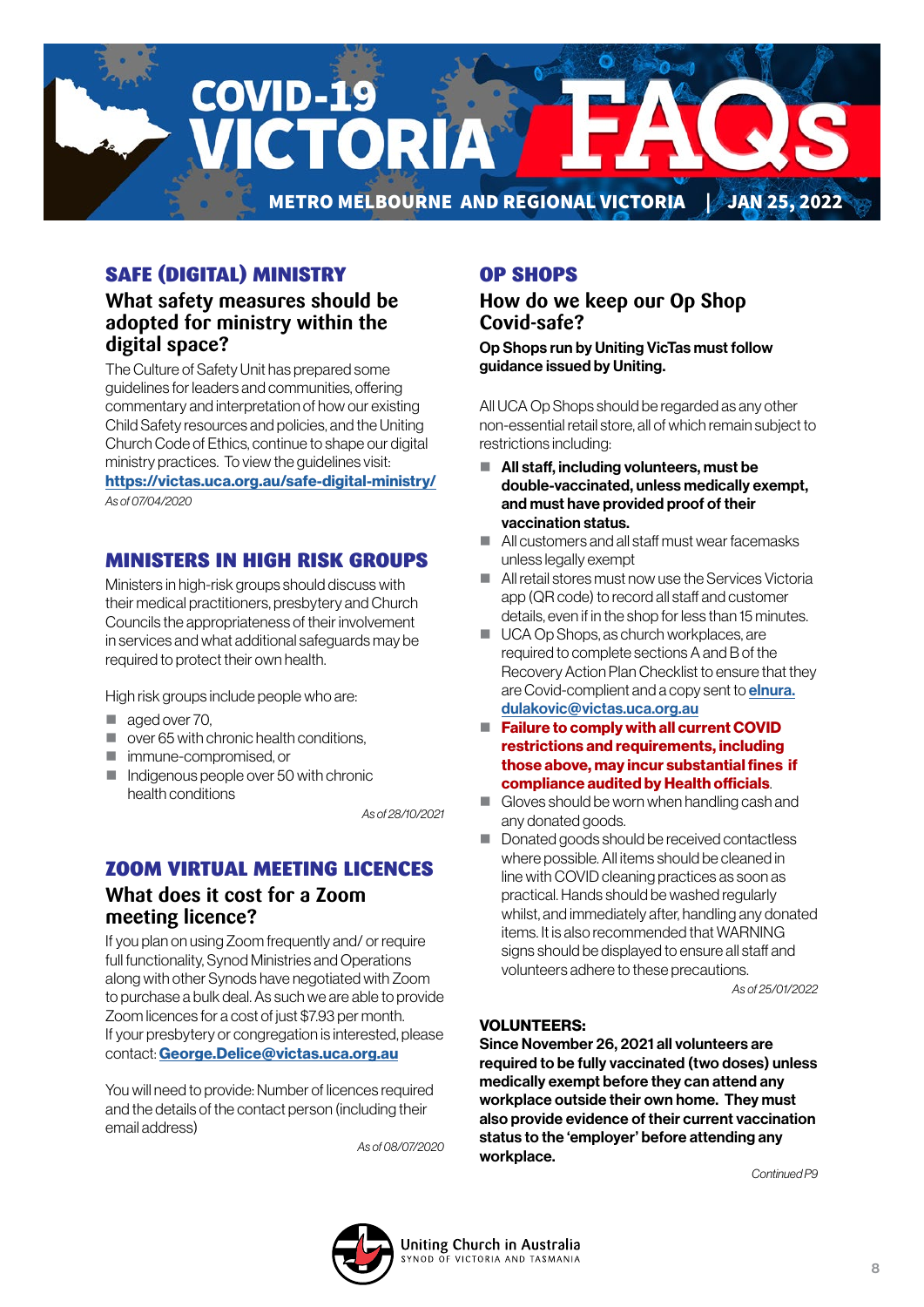# COVID-19 VICTORIA FAQs

**METRO MELBOURNE AND REGIONAL VICTORIA | JAN 25, 2022**

## SAFE (DIGITAL) MINISTRY

### What safety measures should be adopted for ministry within the digital space?

The Culture of Safety Unit has prepared some guidelines for leaders and communities, offering commentary and interpretation of how our existing Child Safety resources and policies, and the Uniting Church Code of Ethics, continue to shape our digital ministry practices. To view the guidelines visit: **https://victas.uca.org.au/safe-digital-ministry/**

*As of 07/04/2020*

## MINISTERS IN HIGH RISK GROUPS

Ministers in high-risk groups should discuss with their medical practitioners, presbytery and Church Councils the appropriateness of their involvement in services and what additional safeguards may be required to protect their own health.

High risk groups include people who are:

- aged over 70,
- over 65 with chronic health conditions,
- immune-compromised, or
- Indigenous people over 50 with chronic health conditions

*As of 28/10/2021*

## ZOOM VIRTUAL MEETING LICENCES

### What does it cost for a Zoom meeting licence?

If you plan on using Zoom frequently and/ or require full functionality, Synod Ministries and Operations along with other Synods have negotiated with Zoom to purchase a bulk deal. As such we are able to provide Zoom licences for a cost of just $7.93 per month. If your presbytery or congregation is interested, please contact: **George.Delice@victas.uca.org.au**

You will need to provide: Number of licences required and the details of the contact person (including their email address)

*As of 08/07/2020*

## OP SHOPS

### How do we keep our Op Shop Covid-safe?

**Op Shops run by Uniting VicTas must follow guidance issued by Uniting.**

All UCA Op Shops should be regarded as any other non-essential retail store, all of which remain subject to restrictions including:

- **All staff, including volunteers, must be double-vaccinated, unless medically exempt, and must have provided proof of their vaccination status.**
- All customers and all staff must wear facemasks unless legally exempt
- All retail stores must now use the Services Victoria app (QR code) to record all staff and customer details, even if in the shop for less than 15 minutes.
- UCA Op Shops, as church workplaces, are required to complete sections A and B of the Recovery Action Plan Checklist to ensure that they are Covid-compliant and a copy sent to **elnura.dulakovic@victas.uca.org.au**
- **Failure to comply with all current COVID restrictions and requirements, including those above, may incur substantial fines if compliance audited by Health officials**.
- Gloves should be worn when handling cash and any donated goods.
- Donated goods should be received contactless where possible. All items should be cleaned in line with COVID cleaning practices as soon as practical. Hands should be washed regularly whilst, and immediately after, handling any donated items. It is also recommended that WARNING signs should be displayed to ensure all staff and volunteers adhere to these precautions.

*As of 25/01/2022*

**VOLUNTEERS:**

**Since November 26, 2021 all volunteers are required to be fully vaccinated (two doses) unless medically exempt before they can attend any workplace outside their own home. They must also provide evidence of their current vaccination status to the 'employer' before attending any workplace.**

*Continued P9*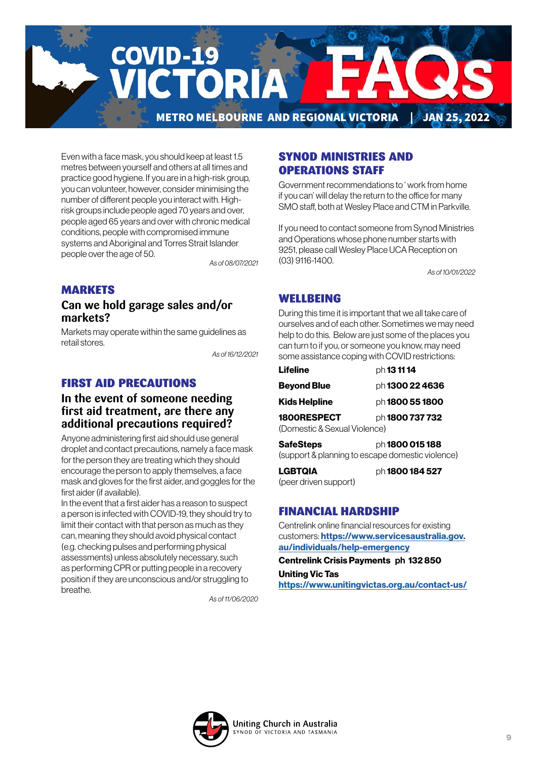Even with a face mask, you should keep at least 1.5 metres between yourself and others at all times and practice good hygiene. If you are in a high-risk group, you can volunteer, however, consider minimising the number of different people you interact with. High-risk groups include people aged 70 years and over, people aged 65 years and over with chronic medical conditions, people with compromised immune systems and Aboriginal and Torres Strait Islander people over the age of 50.

*As of 08/07/2021*

## MARKETS

### Can we hold garage sales and/or markets?

Markets may operate within the same guidelines as retail stores.

*As of 16/12/2021*

## FIRST AID PRECAUTIONS

### In the event of someone needing first aid treatment, are there any additional precautions required?

Anyone administering first aid should use general droplet and contact precautions, namely a face mask for the person they are treating which they should encourage the person to apply themselves, a face mask and gloves for the first aider, and goggles for the first aider (if available).

In the event that a first aider has a reason to suspect a person is infected with COVID-19, they should try to limit their contact with that person as much as they can, meaning they should avoid physical contact (e.g. checking pulses and performing physical assessments) unless absolutely necessary, such as performing CPR or putting people in a recovery position if they are unconscious and/or struggling to breathe.

*As of 11/06/2020*

## SYNOD MINISTRIES AND OPERATIONS STAFF

Government recommendations to 'work from home if you can' will delay the return to the office for many SMO staff, both at Wesley Place and CTM in Parkville.

If you need to contact someone from Synod Ministries and Operations whose phone number starts with 9251, please call Wesley Place UCA Reception on (03) 9116-1400.

*As of 10/01/2022*

## WELLBEING

During this time it is important that we all take care of ourselves and of each other. Sometimes we may need help to do this. Below are just some of the places you can turn to if you, or someone you know, may need some assistance coping with COVID restrictions:

**Lifeline** ph **13 11 14**

**Beyond Blue** ph **1300 22 4636**

**Kids Helpline** ph **1800 55 1800**

**1800RESPECT** ph **1800 737 732**
(Domestic & Sexual Violence)

**SafeSteps** ph **1800 015 188**
(support & planning to escape domestic violence)

**LGBTQIA** ph **1800 184 527**
(peer driven support)

## FINANCIAL HARDSHIP

Centrelink online financial resources for existing customers: **https://www.servicesaustralia.gov.au/individuals/help-emergency**

**Centrelink Crisis Payments ph 132 850**

**Uniting Vic Tas**
**https://www.unitingvictas.org.au/contact-us/**

Uniting Church in Australia
SYNOD OF VICTORIA AND TASMANIA